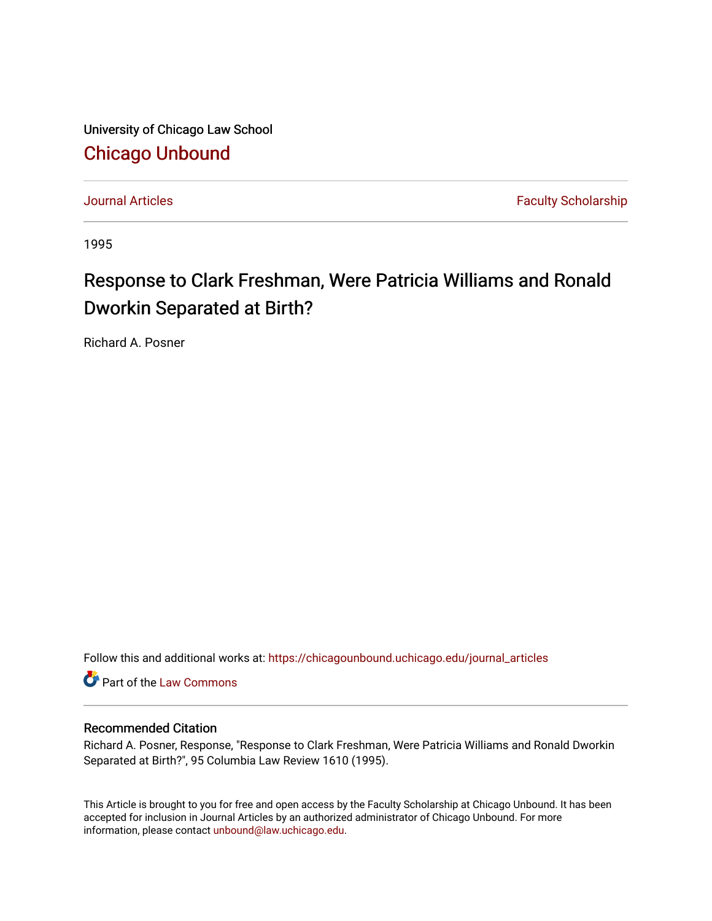University of Chicago Law School

## Chicago Unbound

Journal Articles | Faculty Scholarship

1995

# Response to Clark Freshman, Were Patricia Williams and Ronald Dworkin Separated at Birth?

Richard A. Posner

Follow this and additional works at: https://chicagounbound.uchicago.edu/journal_articles

Part of the Law Commons

### Recommended Citation

Richard A. Posner, Response, "Response to Clark Freshman, Were Patricia Williams and Ronald Dworkin Separated at Birth?", 95 Columbia Law Review 1610 (1995).

This Article is brought to you for free and open access by the Faculty Scholarship at Chicago Unbound. It has been accepted for inclusion in Journal Articles by an authorized administrator of Chicago Unbound. For more information, please contact unbound@law.uchicago.edu.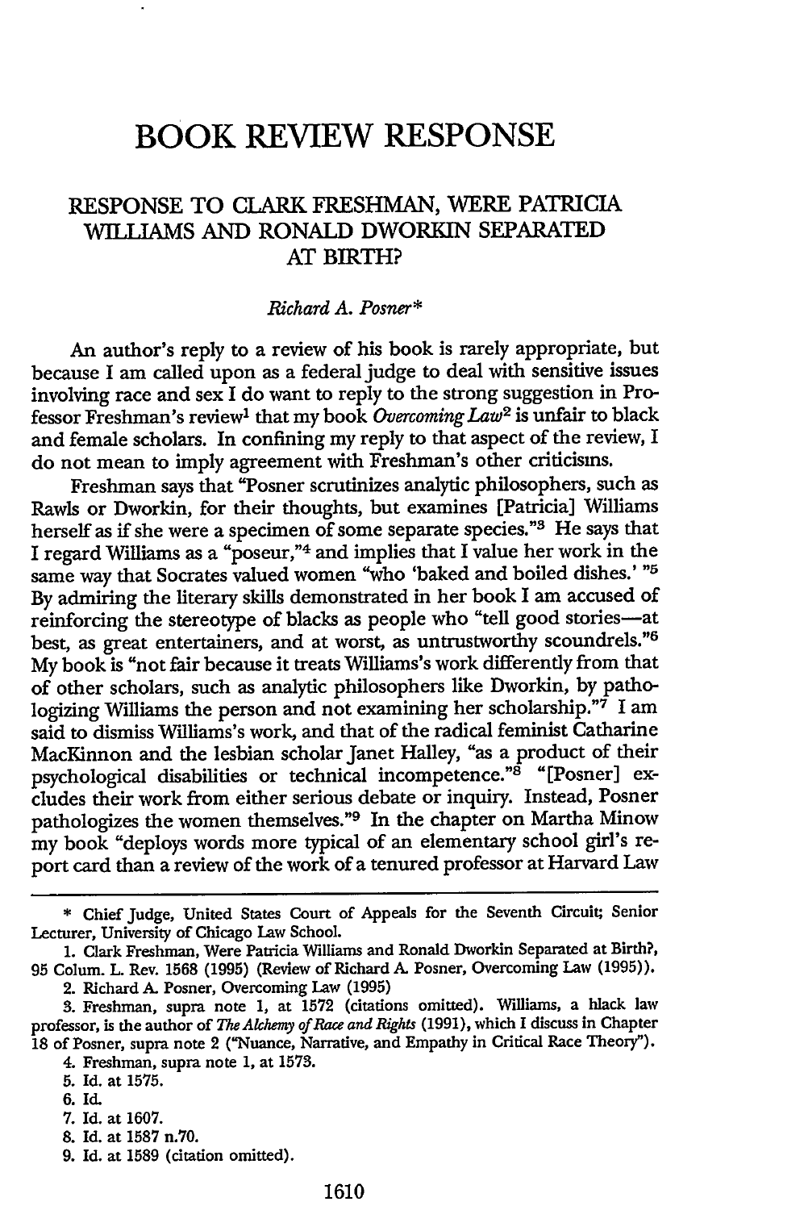# BOOK REVIEW RESPONSE

## RESPONSE TO CLARK FRESHMAN, WERE PATRICIA WILLIAMS AND RONALD DWORKIN SEPARATED AT BIRTH?

*Richard A. Posner**

An author's reply to a review of his book is rarely appropriate, but because I am called upon as a federal judge to deal with sensitive issues involving race and sex I do want to reply to the strong suggestion in Professor Freshman's review[1] that my book *Overcoming Law*[2] is unfair to black and female scholars. In confining my reply to that aspect of the review, I do not mean to imply agreement with Freshman's other criticisms.

Freshman says that "Posner scrutinizes analytic philosophers, such as Rawls or Dworkin, for their thoughts, but examines [Patricia] Williams herself as if she were a specimen of some separate species."[3] He says that I regard Williams as a "poseur,"[4] and implies that I value her work in the same way that Socrates valued women "who 'baked and boiled dishes.' "[5] By admiring the literary skills demonstrated in her book I am accused of reinforcing the stereotype of blacks as people who "tell good stories—at best, as great entertainers, and at worst, as untrustworthy scoundrels."[6] My book is "not fair because it treats Williams's work differently from that of other scholars, such as analytic philosophers like Dworkin, by pathologizing Williams the person and not examining her scholarship."[7] I am said to dismiss Williams's work, and that of the radical feminist Catharine MacKinnon and the lesbian scholar Janet Halley, "as a product of their psychological disabilities or technical incompetence."[8] "[Posner] excludes their work from either serious debate or inquiry. Instead, Posner pathologizes the women themselves."[9] In the chapter on Martha Minow my book "deploys words more typical of an elementary school girl's report card than a review of the work of a tenured professor at Harvard Law

---

\* Chief Judge, United States Court of Appeals for the Seventh Circuit; Senior Lecturer, University of Chicago Law School.

1. Clark Freshman, Were Patricia Williams and Ronald Dworkin Separated at Birth?, 95 Colum. L. Rev. 1568 (1995) (Review of Richard A. Posner, Overcoming Law (1995)).

2. Richard A. Posner, Overcoming Law (1995)

3. Freshman, supra note 1, at 1572 (citations omitted). Williams, a black law professor, is the author of *The Alchemy of Race and Rights* (1991), which I discuss in Chapter 18 of Posner, supra note 2 ("Nuance, Narrative, and Empathy in Critical Race Theory").

4. Freshman, supra note 1, at 1573.

5. Id. at 1575.

6. Id.

7. Id. at 1607.

8. Id. at 1587 n.70.

9. Id. at 1589 (citation omitted).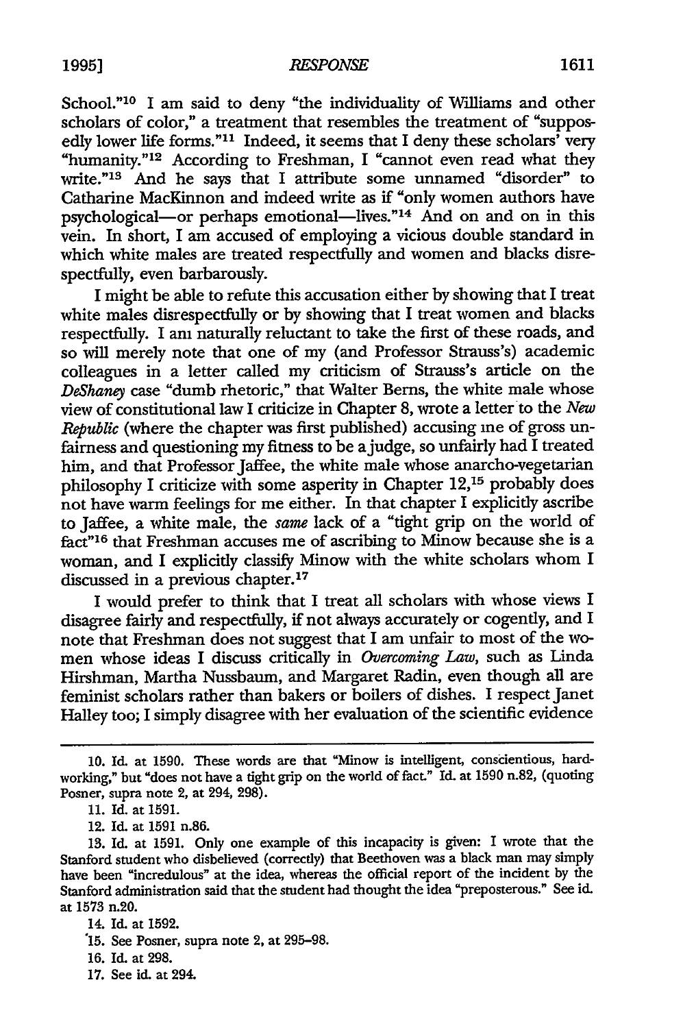School."[10] I am said to deny "the individuality of Williams and other scholars of color," a treatment that resembles the treatment of "supposedly lower life forms."[11] Indeed, it seems that I deny these scholars' very "humanity."[12] According to Freshman, I "cannot even read what they write."[13] And he says that I attribute some unnamed "disorder" to Catharine MacKinnon and indeed write as if "only women authors have psychological—or perhaps emotional—lives."[14] And on and on in this vein. In short, I am accused of employing a vicious double standard in which white males are treated respectfully and women and blacks disrespectfully, even barbarously.

I might be able to refute this accusation either by showing that I treat white males disrespectfully or by showing that I treat women and blacks respectfully. I am naturally reluctant to take the first of these roads, and so will merely note that one of my (and Professor Strauss's) academic colleagues in a letter called my criticism of Strauss's article on the *DeShaney* case "dumb rhetoric," that Walter Berns, the white male whose view of constitutional law I criticize in Chapter 8, wrote a letter to the *New Republic* (where the chapter was first published) accusing me of gross unfairness and questioning my fitness to be a judge, so unfairly had I treated him, and that Professor Jaffee, the white male whose anarcho-vegetarian philosophy I criticize with some asperity in Chapter 12,[15] probably does not have warm feelings for me either. In that chapter I explicitly ascribe to Jaffee, a white male, the *same* lack of a "tight grip on the world of fact"[16] that Freshman accuses me of ascribing to Minow because she is a woman, and I explicitly classify Minow with the white scholars whom I discussed in a previous chapter.[17]

I would prefer to think that I treat all scholars with whose views I disagree fairly and respectfully, if not always accurately or cogently, and I note that Freshman does not suggest that I am unfair to most of the women whose ideas I discuss critically in *Overcoming Law*, such as Linda Hirshman, Martha Nussbaum, and Margaret Radin, even though all are feminist scholars rather than bakers or boilers of dishes. I respect Janet Halley too; I simply disagree with her evaluation of the scientific evidence

---

10. Id. at 1590. These words are that "Minow is intelligent, conscientious, hardworking," but "does not have a tight grip on the world of fact." Id. at 1590 n.82, (quoting Posner, supra note 2, at 294, 298).

11. Id. at 1591.

12. Id. at 1591 n.86.

13. Id. at 1591. Only one example of this incapacity is given: I wrote that the Stanford student who disbelieved (correctly) that Beethoven was a black man may simply have been "incredulous" at the idea, whereas the official report of the incident by the Stanford administration said that the student had thought the idea "preposterous." See id. at 1573 n.20.

14. Id. at 1592.

15. See Posner, supra note 2, at 295–98.

16. Id. at 298.

17. See id. at 294.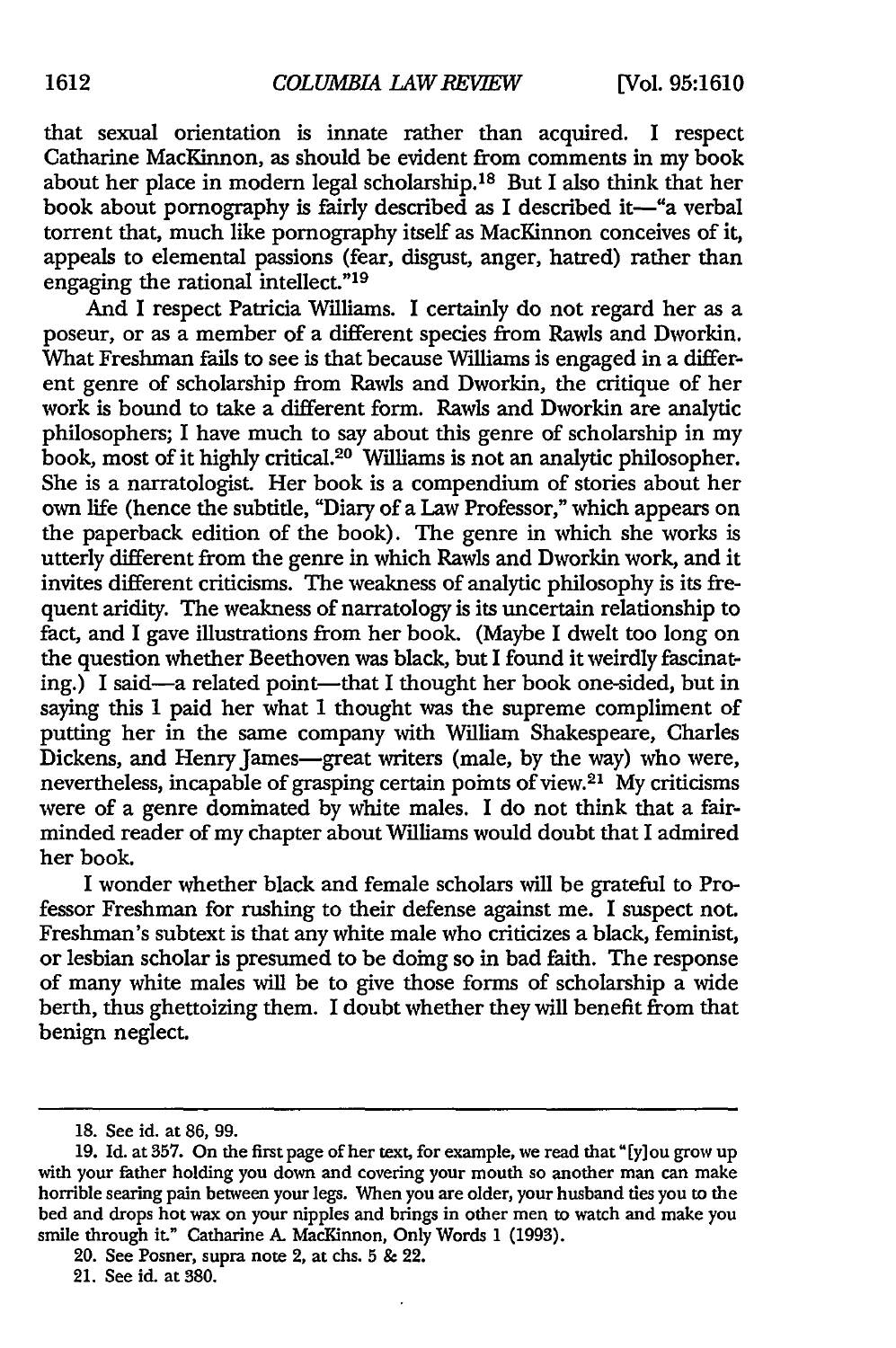that sexual orientation is innate rather than acquired. I respect Catharine MacKinnon, as should be evident from comments in my book about her place in modern legal scholarship.[18] But I also think that her book about pornography is fairly described as I described it—"a verbal torrent that, much like pornography itself as MacKinnon conceives of it, appeals to elemental passions (fear, disgust, anger, hatred) rather than engaging the rational intellect."[19]

And I respect Patricia Williams. I certainly do not regard her as a poseur, or as a member of a different species from Rawls and Dworkin. What Freshman fails to see is that because Williams is engaged in a different genre of scholarship from Rawls and Dworkin, the critique of her work is bound to take a different form. Rawls and Dworkin are analytic philosophers; I have much to say about this genre of scholarship in my book, most of it highly critical.[20] Williams is not an analytic philosopher. She is a narratologist. Her book is a compendium of stories about her own life (hence the subtitle, "Diary of a Law Professor," which appears on the paperback edition of the book). The genre in which she works is utterly different from the genre in which Rawls and Dworkin work, and it invites different criticisms. The weakness of analytic philosophy is its frequent aridity. The weakness of narratology is its uncertain relationship to fact, and I gave illustrations from her book. (Maybe I dwelt too long on the question whether Beethoven was black, but I found it weirdly fascinating.) I said—a related point—that I thought her book one-sided, but in saying this I paid her what I thought was the supreme compliment of putting her in the same company with William Shakespeare, Charles Dickens, and Henry James—great writers (male, by the way) who were, nevertheless, incapable of grasping certain points of view.[21] My criticisms were of a genre dominated by white males. I do not think that a fair-minded reader of my chapter about Williams would doubt that I admired her book.

I wonder whether black and female scholars will be grateful to Professor Freshman for rushing to their defense against me. I suspect not. Freshman's subtext is that any white male who criticizes a black, feminist, or lesbian scholar is presumed to be doing so in bad faith. The response of many white males will be to give those forms of scholarship a wide berth, thus ghettoizing them. I doubt whether they will benefit from that benign neglect.

---

18. See id. at 86, 99.

19. Id. at 357. On the first page of her text, for example, we read that "[y]ou grow up with your father holding you down and covering your mouth so another man can make horrible searing pain between your legs. When you are older, your husband ties you to the bed and drops hot wax on your nipples and brings in other men to watch and make you smile through it." Catharine A. MacKinnon, Only Words 1 (1993).

20. See Posner, supra note 2, at chs. 5 & 22.

21. See id. at 380.